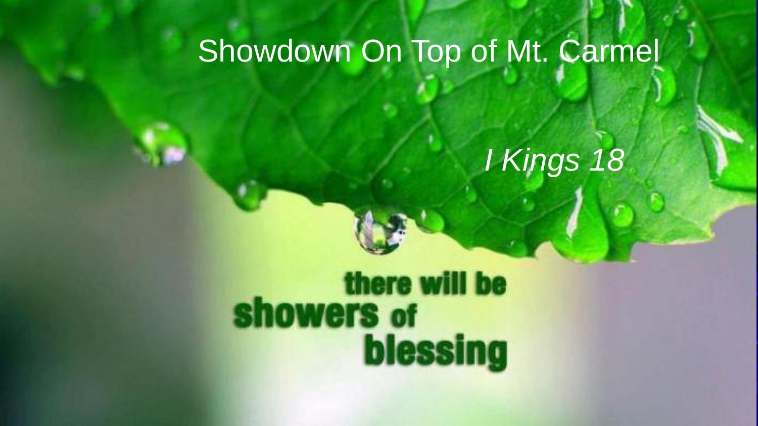# Showdown On Top of Mt. Carmel

*I Kings 18*

there will be showers of blessing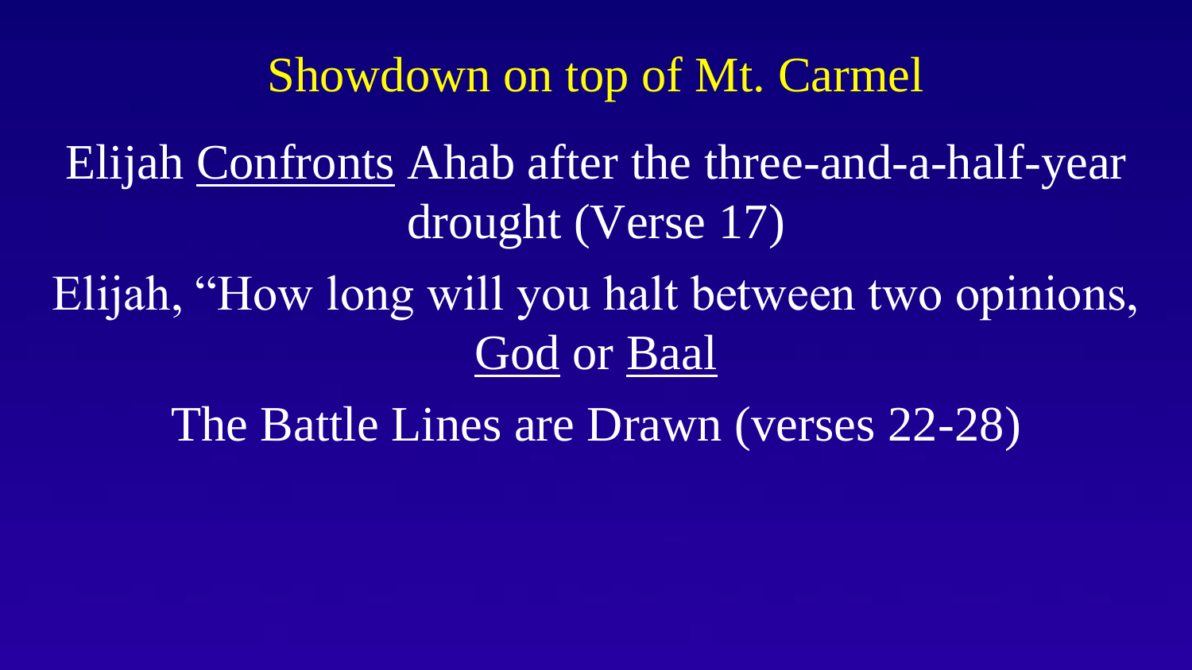# Showdown on top of Mt. Carmel

Elijah <u>Confronts</u> Ahab after the three-and-a-half-year drought (Verse 17)

Elijah, "How long will you halt between two opinions, <u>God</u> or <u>Baal</u>

The Battle Lines are Drawn (verses 22-28)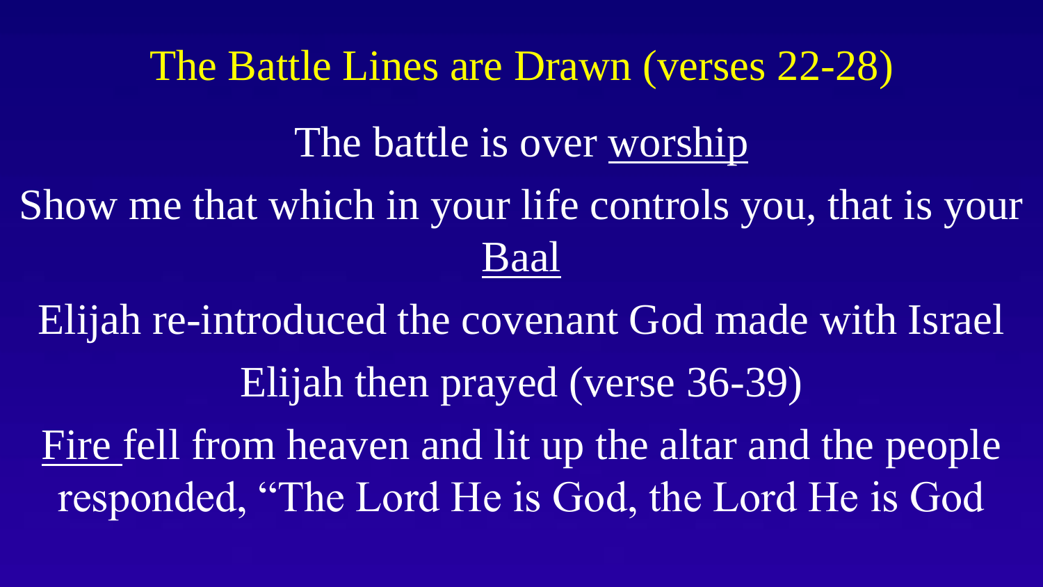# The Battle Lines are Drawn (verses 22-28)

The battle is over <u>worship</u>

Show me that which in your life controls you, that is your <u>Baal</u>

Elijah re-introduced the covenant God made with Israel

Elijah then prayed (verse 36-39)

<u>Fire</u> fell from heaven and lit up the altar and the people responded, “The Lord He is God, the Lord He is God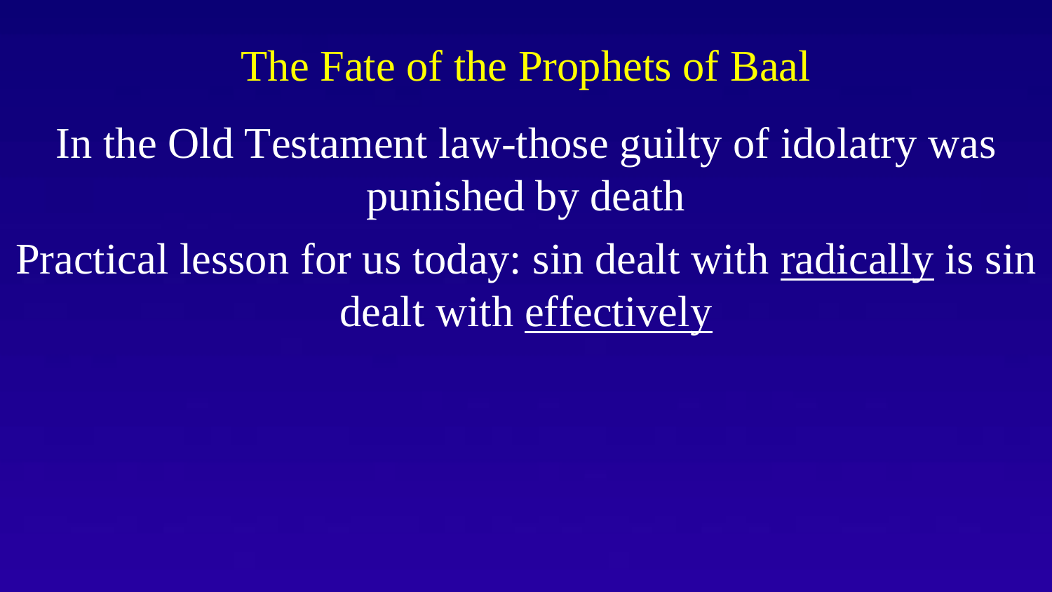# The Fate of the Prophets of Baal

In the Old Testament law-those guilty of idolatry was punished by death

Practical lesson for us today: sin dealt with <u>radically</u> is sin dealt with <u>effectively</u>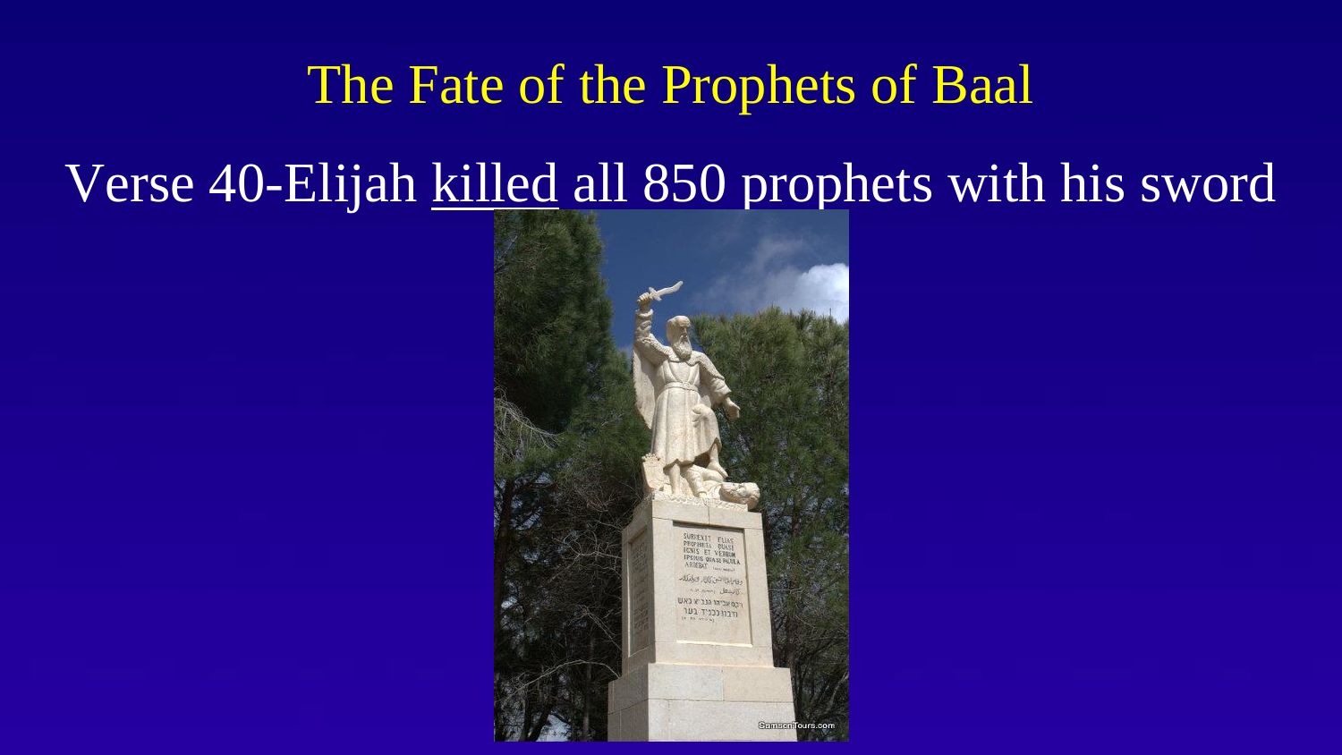# The Fate of the Prophets of Baal

Verse 40-Elijah <u>killed</u> all 850 prophets with his sword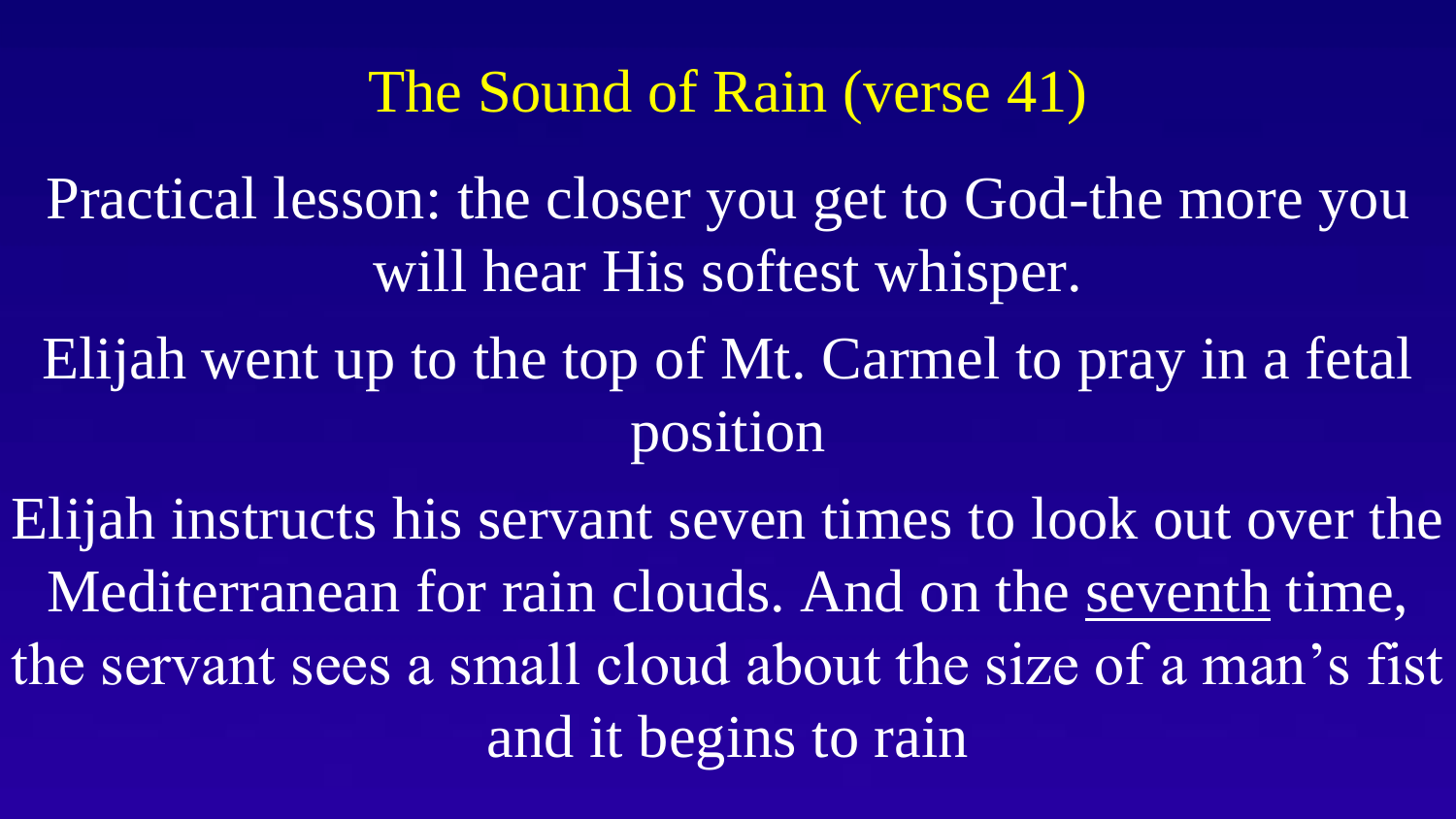# The Sound of Rain (verse 41)

Practical lesson: the closer you get to God-the more you will hear His softest whisper.

Elijah went up to the top of Mt. Carmel to pray in a fetal position

Elijah instructs his servant seven times to look out over the Mediterranean for rain clouds. And on the <u>seventh</u> time, the servant sees a small cloud about the size of a man's fist and it begins to rain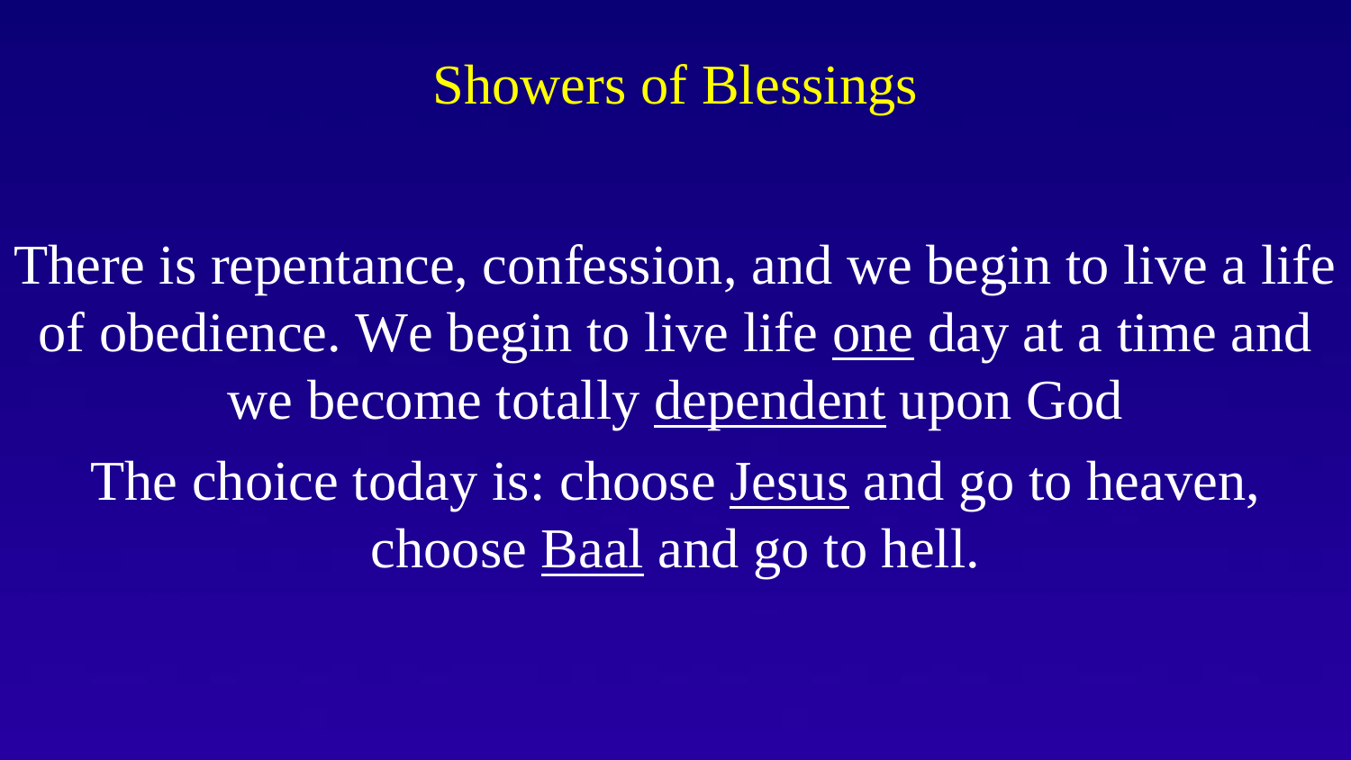# Showers of Blessings

There is repentance, confession, and we begin to live a life of obedience. We begin to live life <u>one</u> day at a time and we become totally <u>dependent</u> upon God

The choice today is: choose <u>Jesus</u> and go to heaven, choose <u>Baal</u> and go to hell.